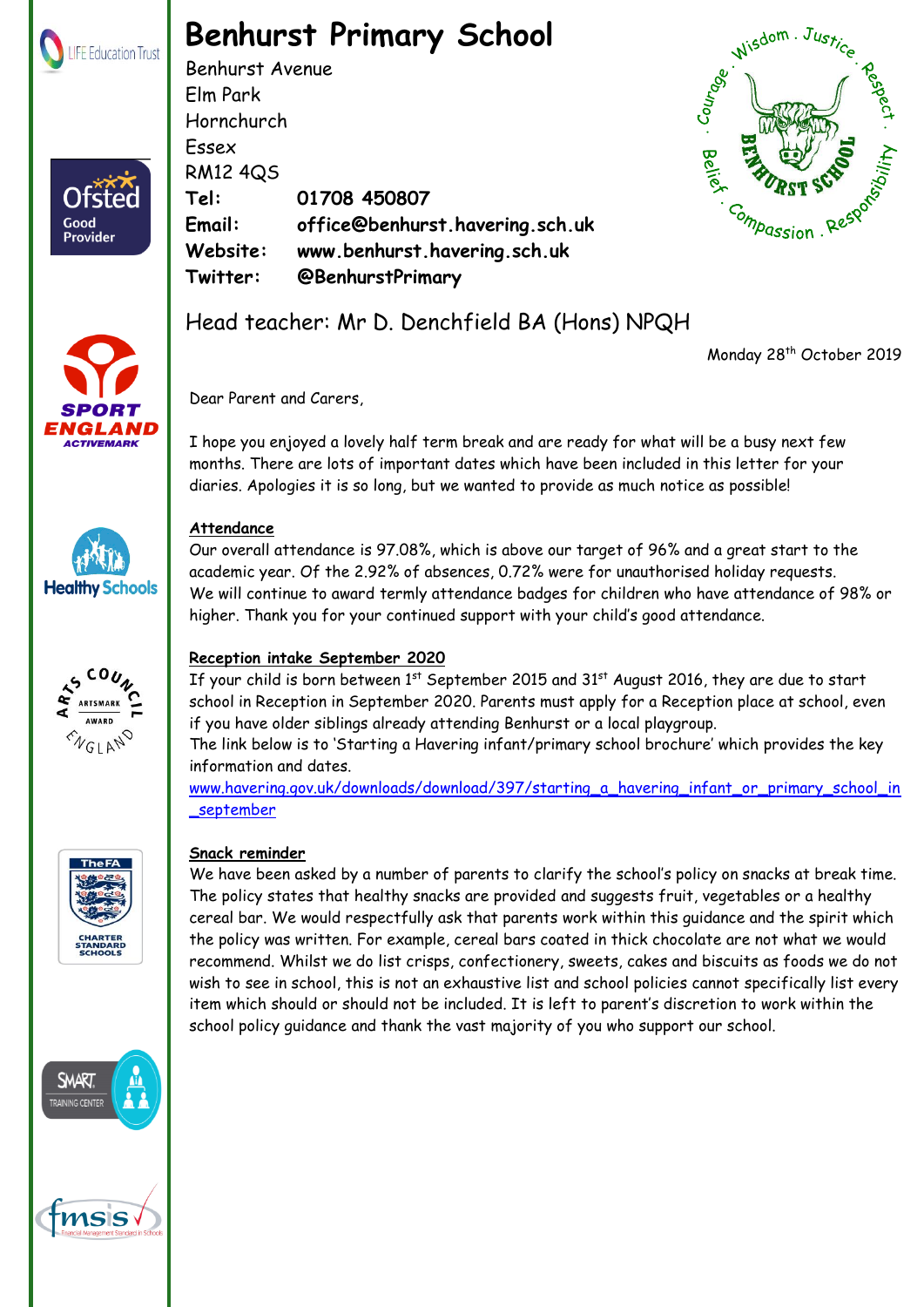# Benhurst Primary School

Benhurst Avenue
Elm Park
Hornchurch
Essex
RM12 4QS

**Tel:** **01708 450807**
**Email:** **office@benhurst.havering.sch.uk**
**Website:** **www.benhurst.havering.sch.uk**
**Twitter:** **@BenhurstPrimary**

Head teacher: Mr D. Denchfield BA (Hons) NPQH

Monday 28th October 2019

Dear Parent and Carers,

I hope you enjoyed a lovely half term break and are ready for what will be a busy next few months. There are lots of important dates which have been included in this letter for your diaries. Apologies it is so long, but we wanted to provide as much notice as possible!

**Attendance**

Our overall attendance is 97.08%, which is above our target of 96% and a great start to the academic year. Of the 2.92% of absences, 0.72% were for unauthorised holiday requests. We will continue to award termly attendance badges for children who have attendance of 98% or higher. Thank you for your continued support with your child's good attendance.

**Reception intake September 2020**

If your child is born between 1st September 2015 and 31st August 2016, they are due to start school in Reception in September 2020. Parents must apply for a Reception place at school, even if you have older siblings already attending Benhurst or a local playgroup.
The link below is to 'Starting a Havering infant/primary school brochure' which provides the key information and dates.
www.havering.gov.uk/downloads/download/397/starting_a_havering_infant_or_primary_school_in_september

**Snack reminder**

We have been asked by a number of parents to clarify the school's policy on snacks at break time. The policy states that healthy snacks are provided and suggests fruit, vegetables or a healthy cereal bar. We would respectfully ask that parents work within this guidance and the spirit which the policy was written. For example, cereal bars coated in thick chocolate are not what we would recommend. Whilst we do list crisps, confectionery, sweets, cakes and biscuits as foods we do not wish to see in school, this is not an exhaustive list and school policies cannot specifically list every item which should or should not be included. It is left to parent's discretion to work within the school policy guidance and thank the vast majority of you who support our school.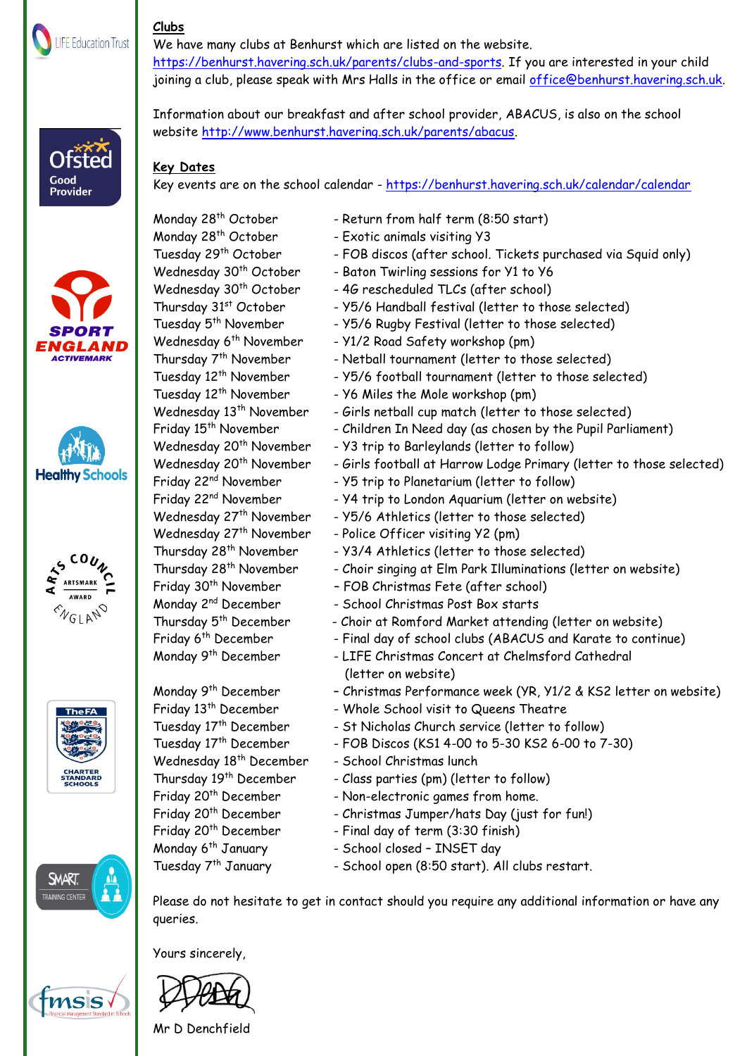**Clubs**

We have many clubs at Benhurst which are listed on the website. https://benhurst.havering.sch.uk/parents/clubs-and-sports. If you are interested in your child joining a club, please speak with Mrs Halls in the office or email office@benhurst.havering.sch.uk.

Information about our breakfast and after school provider, ABACUS, is also on the school website http://www.benhurst.havering.sch.uk/parents/abacus.

**Key Dates**

Key events are on the school calendar - https://benhurst.havering.sch.uk/calendar/calendar

| | |
|---|---|
| Monday 28th October | - Return from half term (8:50 start) |
| Monday 28th October | - Exotic animals visiting Y3 |
| Tuesday 29th October | - FOB discos (after school. Tickets purchased via Squid only) |
| Wednesday 30th October | - Baton Twirling sessions for Y1 to Y6 |
| Wednesday 30th October | - 4G rescheduled TLCs (after school) |
| Thursday 31st October | - Y5/6 Handball festival (letter to those selected) |
| Tuesday 5th November | - Y5/6 Rugby Festival (letter to those selected) |
| Wednesday 6th November | - Y1/2 Road Safety workshop (pm) |
| Thursday 7th November | - Netball tournament (letter to those selected) |
| Tuesday 12th November | - Y5/6 football tournament (letter to those selected) |
| Tuesday 12th November | - Y6 Miles the Mole workshop (pm) |
| Wednesday 13th November | - Girls netball cup match (letter to those selected) |
| Friday 15th November | - Children In Need day (as chosen by the Pupil Parliament) |
| Wednesday 20th November | - Y3 trip to Barleylands (letter to follow) |
| Wednesday 20th November | - Girls football at Harrow Lodge Primary (letter to those selected) |
| Friday 22nd November | - Y5 trip to Planetarium (letter to follow) |
| Friday 22nd November | - Y4 trip to London Aquarium (letter on website) |
| Wednesday 27th November | - Y5/6 Athletics (letter to those selected) |
| Wednesday 27th November | - Police Officer visiting Y2 (pm) |
| Thursday 28th November | - Y3/4 Athletics (letter to those selected) |
| Thursday 28th November | - Choir singing at Elm Park Illuminations (letter on website) |
| Friday 30th November | - FOB Christmas Fete (after school) |
| Monday 2nd December | - School Christmas Post Box starts |
| Thursday 5th December | - Choir at Romford Market attending (letter on website) |
| Friday 6th December | - Final day of school clubs (ABACUS and Karate to continue) |
| Monday 9th December | - LIFE Christmas Concert at Chelmsford Cathedral (letter on website) |
| Monday 9th December | - Christmas Performance week (YR, Y1/2 & KS2 letter on website) |
| Friday 13th December | - Whole School visit to Queens Theatre |
| Tuesday 17th December | - St Nicholas Church service (letter to follow) |
| Tuesday 17th December | - FOB Discos (KS1 4-00 to 5-30 KS2 6-00 to 7-30) |
| Wednesday 18th December | - School Christmas lunch |
| Thursday 19th December | - Class parties (pm) (letter to follow) |
| Friday 20th December | - Non-electronic games from home. |
| Friday 20th December | - Christmas Jumper/hats Day (just for fun!) |
| Friday 20th December | - Final day of term (3:30 finish) |
| Monday 6th January | - School closed – INSET day |
| Tuesday 7th January | - School open (8:50 start). All clubs restart. |

Please do not hesitate to get in contact should you require any additional information or have any queries.

Yours sincerely,

Mr D Denchfield